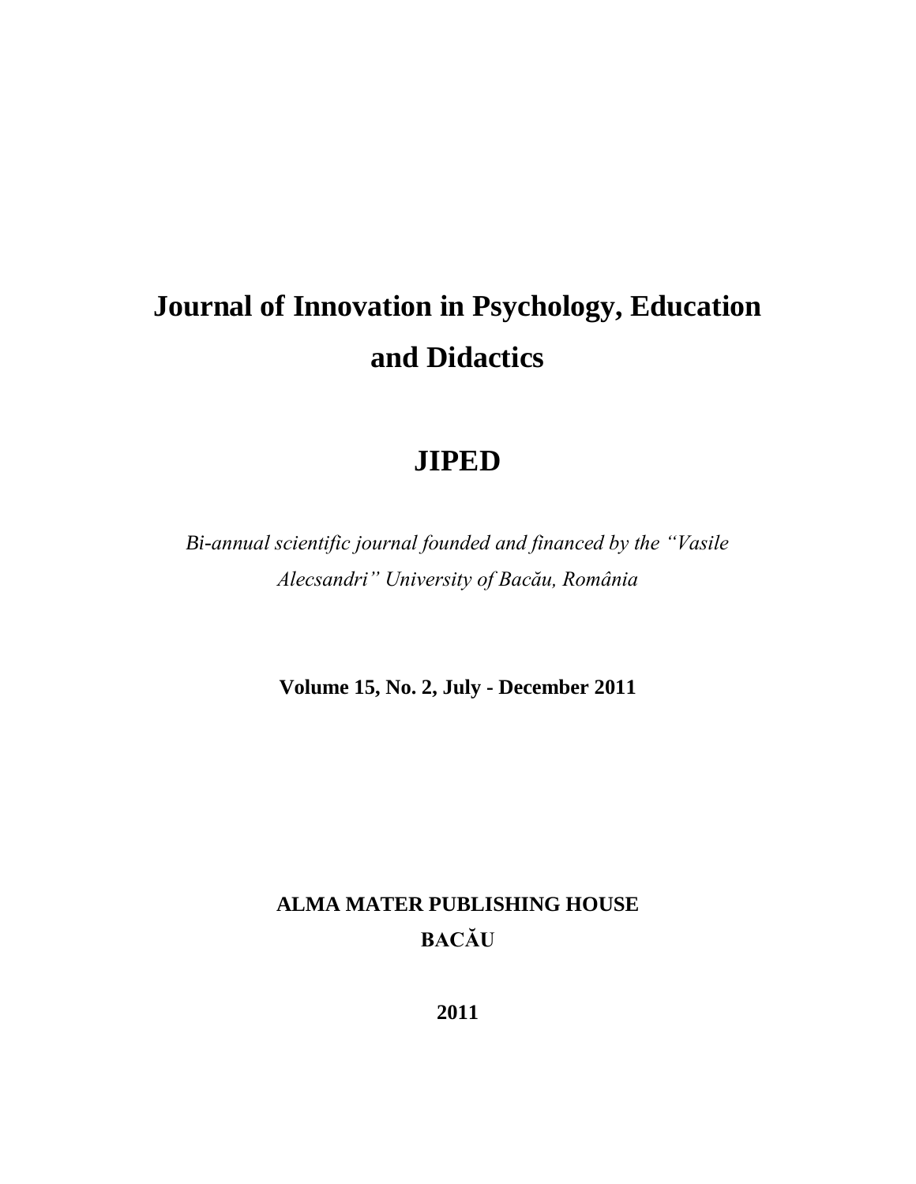# Journal of Innovation in Psychology, Education and Didactics

## JIPED

*Bi-annual scientific journal founded and financed by the "Vasile Alecsandri" University of Bacău, România*

**Volume 15, No. 2, July - December 2011**

**ALMA MATER PUBLISHING HOUSE**
**BACĂU**

**2011**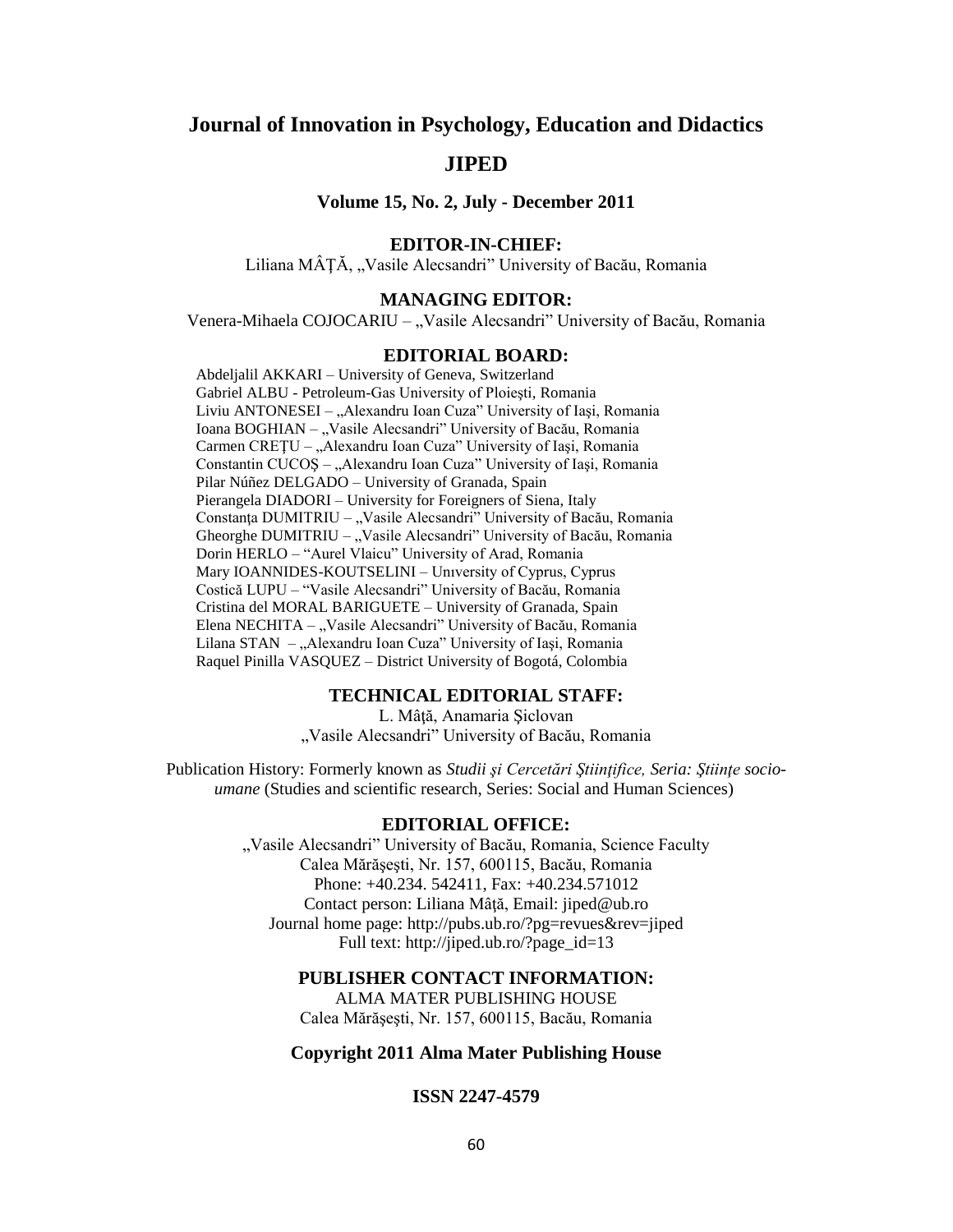# Journal of Innovation in Psychology, Education and Didactics

## JIPED

### Volume 15, No. 2, July - December 2011

**EDITOR-IN-CHIEF:**

Liliana MÂȚĂ, „Vasile Alecsandri" University of Bacău, Romania

**MANAGING EDITOR:**

Venera-Mihaela COJOCARIU – „Vasile Alecsandri" University of Bacău, Romania

**EDITORIAL BOARD:**

Abdeljalil AKKARI – University of Geneva, Switzerland
Gabriel ALBU - Petroleum-Gas University of Ploiești, Romania
Liviu ANTONESEI – „Alexandru Ioan Cuza" University of Iaşi, Romania
Ioana BOGHIAN – „Vasile Alecsandri" University of Bacău, Romania
Carmen CREȚU – „Alexandru Ioan Cuza" University of Iaşi, Romania
Constantin CUCOȘ – „Alexandru Ioan Cuza" University of Iaşi, Romania
Pilar Núñez DELGADO – University of Granada, Spain
Pierangela DIADORI – University for Foreigners of Siena, Italy
Constanța DUMITRIU – „Vasile Alecsandri" University of Bacău, Romania
Gheorghe DUMITRIU – „Vasile Alecsandri" University of Bacău, Romania
Dorin HERLO – "Aurel Vlaicu" University of Arad, Romania
Mary IOANNIDES-KOUTSELINI – University of Cyprus, Cyprus
Costică LUPU – "Vasile Alecsandri" University of Bacău, Romania
Cristina del MORAL BARIGUETE – University of Granada, Spain
Elena NECHITA – „Vasile Alecsandri" University of Bacău, Romania
Lilana STAN – „Alexandru Ioan Cuza" University of Iaşi, Romania
Raquel Pinilla VASQUEZ – District University of Bogotá, Colombia

**TECHNICAL EDITORIAL STAFF:**

L. Mâță, Anamaria Șiclovan
„Vasile Alecsandri" University of Bacău, Romania

Publication History: Formerly known as *Studii şi Cercetări Ştiinţifice, Seria: Ştiinţe socio-umane* (Studies and scientific research, Series: Social and Human Sciences)

**EDITORIAL OFFICE:**

„Vasile Alecsandri" University of Bacău, Romania, Science Faculty
Calea Mărăşeşti, Nr. 157, 600115, Bacău, Romania
Phone: +40.234. 542411, Fax: +40.234.571012
Contact person: Liliana Mâță, Email: jiped@ub.ro
Journal home page: http://pubs.ub.ro/?pg=revues&rev=jiped
Full text: http://jiped.ub.ro/?page_id=13

**PUBLISHER CONTACT INFORMATION:**

ALMA MATER PUBLISHING HOUSE
Calea Mărăşeşti, Nr. 157, 600115, Bacău, Romania

**Copyright 2011 Alma Mater Publishing House**

**ISSN 2247-4579**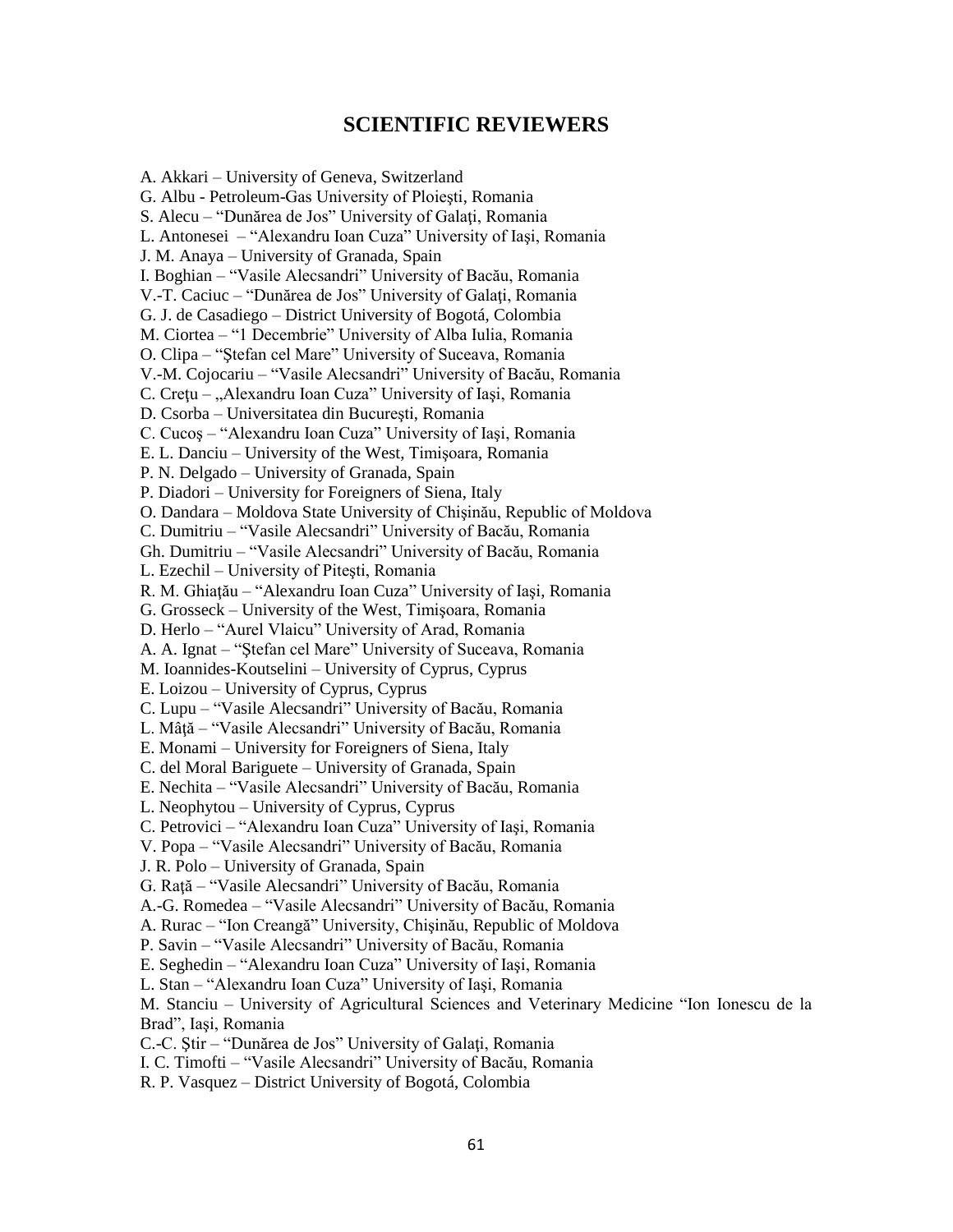# SCIENTIFIC REVIEWERS

A. Akkari – University of Geneva, Switzerland
G. Albu - Petroleum-Gas University of Ploieşti, Romania
S. Alecu – "Dunărea de Jos" University of Galaţi, Romania
L. Antonesei – "Alexandru Ioan Cuza" University of Iaşi, Romania
J. M. Anaya – University of Granada, Spain
I. Boghian – "Vasile Alecsandri" University of Bacău, Romania
V.-T. Caciuc – "Dunărea de Jos" University of Galaţi, Romania
G. J. de Casadiego – District University of Bogotá, Colombia
M. Ciortea – "1 Decembrie" University of Alba Iulia, Romania
O. Clipa – "Ştefan cel Mare" University of Suceava, Romania
V.-M. Cojocariu – "Vasile Alecsandri" University of Bacău, Romania
C. Creţu – „Alexandru Ioan Cuza" University of Iaşi, Romania
D. Csorba – Universitatea din Bucureşti, Romania
C. Cucoş – "Alexandru Ioan Cuza" University of Iaşi, Romania
E. L. Danciu – University of the West, Timişoara, Romania
P. N. Delgado – University of Granada, Spain
P. Diadori – University for Foreigners of Siena, Italy
O. Dandara – Moldova State University of Chişinău, Republic of Moldova
C. Dumitriu – "Vasile Alecsandri" University of Bacău, Romania
Gh. Dumitriu – "Vasile Alecsandri" University of Bacău, Romania
L. Ezechil – University of Piteşti, Romania
R. M. Ghiaţău – "Alexandru Ioan Cuza" University of Iaşi, Romania
G. Grosseck – University of the West, Timişoara, Romania
D. Herlo – "Aurel Vlaicu" University of Arad, Romania
A. A. Ignat – "Ştefan cel Mare" University of Suceava, Romania
M. Ioannides-Koutselini – University of Cyprus, Cyprus
E. Loizou – University of Cyprus, Cyprus
C. Lupu – "Vasile Alecsandri" University of Bacău, Romania
L. Mâţă – "Vasile Alecsandri" University of Bacău, Romania
E. Monami – University for Foreigners of Siena, Italy
C. del Moral Bariguete – University of Granada, Spain
E. Nechita – "Vasile Alecsandri" University of Bacău, Romania
L. Neophytou – University of Cyprus, Cyprus
C. Petrovici – "Alexandru Ioan Cuza" University of Iaşi, Romania
V. Popa – "Vasile Alecsandri" University of Bacău, Romania
J. R. Polo – University of Granada, Spain
G. Raţă – "Vasile Alecsandri" University of Bacău, Romania
A.-G. Romedea – "Vasile Alecsandri" University of Bacău, Romania
A. Rurac – "Ion Creangă" University, Chişinău, Republic of Moldova
P. Savin – "Vasile Alecsandri" University of Bacău, Romania
E. Seghedin – "Alexandru Ioan Cuza" University of Iaşi, Romania
L. Stan – "Alexandru Ioan Cuza" University of Iaşi, Romania
M. Stanciu – University of Agricultural Sciences and Veterinary Medicine "Ion Ionescu de la Brad", Iaşi, Romania
C.-C. Ştir – "Dunărea de Jos" University of Galaţi, Romania
I. C. Timofti – "Vasile Alecsandri" University of Bacău, Romania
R. P. Vasquez – District University of Bogotá, Colombia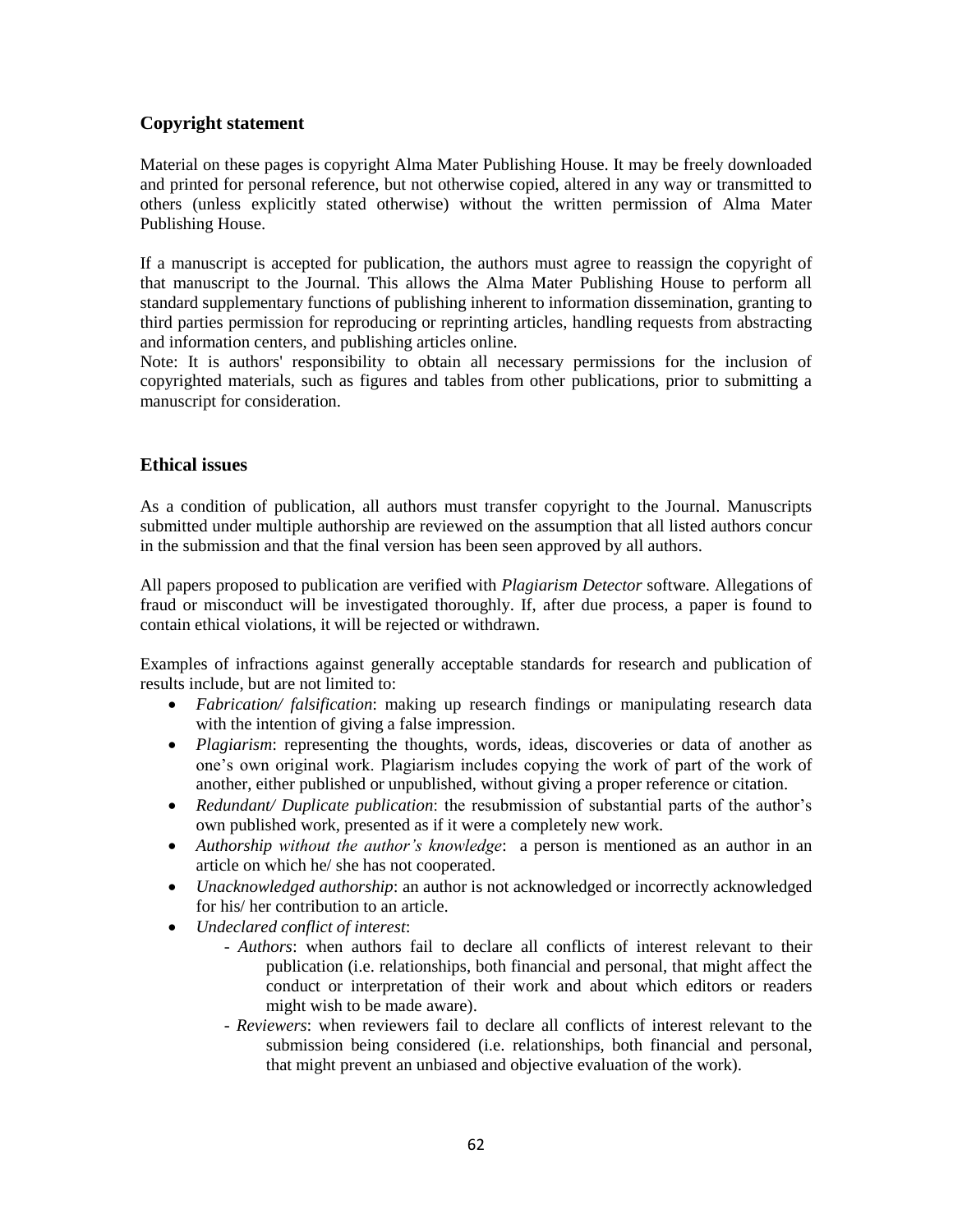## Copyright statement

Material on these pages is copyright Alma Mater Publishing House. It may be freely downloaded and printed for personal reference, but not otherwise copied, altered in any way or transmitted to others (unless explicitly stated otherwise) without the written permission of Alma Mater Publishing House.

If a manuscript is accepted for publication, the authors must agree to reassign the copyright of that manuscript to the Journal. This allows the Alma Mater Publishing House to perform all standard supplementary functions of publishing inherent to information dissemination, granting to third parties permission for reproducing or reprinting articles, handling requests from abstracting and information centers, and publishing articles online.

Note: It is authors' responsibility to obtain all necessary permissions for the inclusion of copyrighted materials, such as figures and tables from other publications, prior to submitting a manuscript for consideration.

## Ethical issues

As a condition of publication, all authors must transfer copyright to the Journal. Manuscripts submitted under multiple authorship are reviewed on the assumption that all listed authors concur in the submission and that the final version has been seen approved by all authors.

All papers proposed to publication are verified with *Plagiarism Detector* software. Allegations of fraud or misconduct will be investigated thoroughly. If, after due process, a paper is found to contain ethical violations, it will be rejected or withdrawn.

Examples of infractions against generally acceptable standards for research and publication of results include, but are not limited to:

- *Fabrication/ falsification*: making up research findings or manipulating research data with the intention of giving a false impression.
- *Plagiarism*: representing the thoughts, words, ideas, discoveries or data of another as one's own original work. Plagiarism includes copying the work of part of the work of another, either published or unpublished, without giving a proper reference or citation.
- *Redundant/ Duplicate publication*: the resubmission of substantial parts of the author's own published work, presented as if it were a completely new work.
- *Authorship without the author's knowledge*: a person is mentioned as an author in an article on which he/ she has not cooperated.
- *Unacknowledged authorship*: an author is not acknowledged or incorrectly acknowledged for his/ her contribution to an article.
- *Undeclared conflict of interest*:
    - *Authors*: when authors fail to declare all conflicts of interest relevant to their publication (i.e. relationships, both financial and personal, that might affect the conduct or interpretation of their work and about which editors or readers might wish to be made aware).
    - *Reviewers*: when reviewers fail to declare all conflicts of interest relevant to the submission being considered (i.e. relationships, both financial and personal, that might prevent an unbiased and objective evaluation of the work).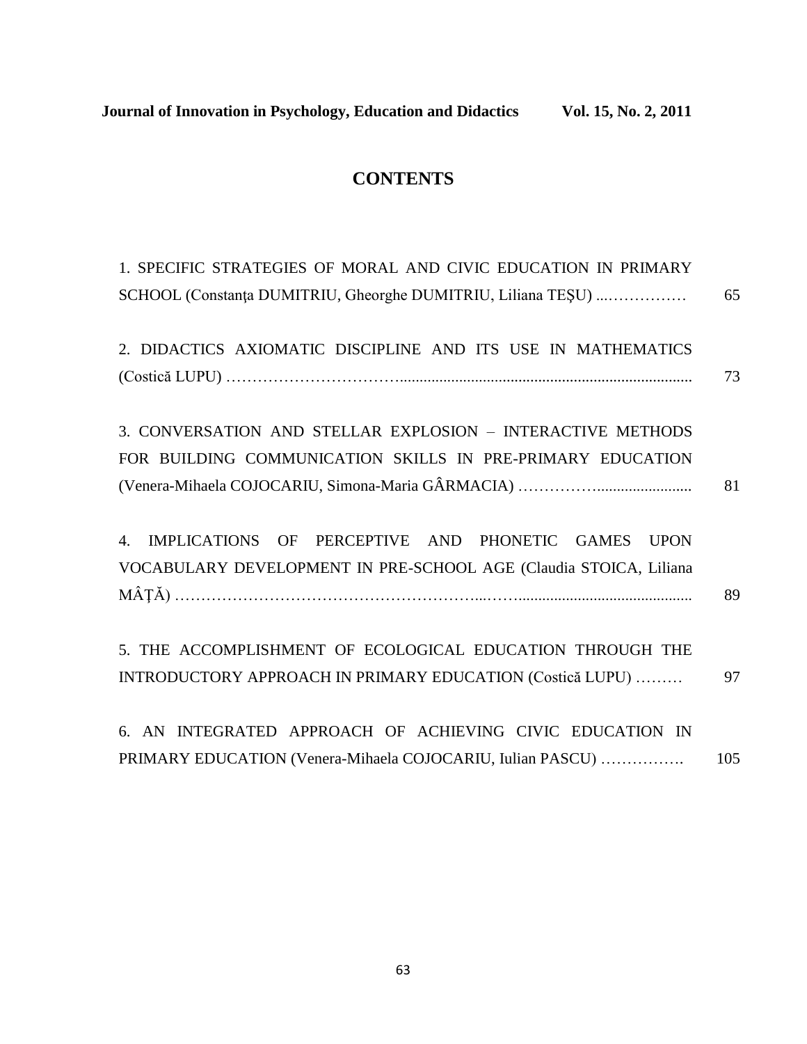# CONTENTS

1. SPECIFIC STRATEGIES OF MORAL AND CIVIC EDUCATION IN PRIMARY SCHOOL (Constanţa DUMITRIU, Gheorghe DUMITRIU, Liliana TEŞU) ................ 65

2. DIDACTICS AXIOMATIC DISCIPLINE AND ITS USE IN MATHEMATICS (Costică LUPU) ................................................................................ 73

3. CONVERSATION AND STELLAR EXPLOSION – INTERACTIVE METHODS FOR BUILDING COMMUNICATION SKILLS IN PRE-PRIMARY EDUCATION (Venera-Mihaela COJOCARIU, Simona-Maria GÂRMACIA) ................................ 81

4. IMPLICATIONS OF PERCEPTIVE AND PHONETIC GAMES UPON VOCABULARY DEVELOPMENT IN PRE-SCHOOL AGE (Claudia STOICA, Liliana MÂŢĂ) ................................................................................ 89

5. THE ACCOMPLISHMENT OF ECOLOGICAL EDUCATION THROUGH THE INTRODUCTORY APPROACH IN PRIMARY EDUCATION (Costică LUPU) ......... 97

6. AN INTEGRATED APPROACH OF ACHIEVING CIVIC EDUCATION IN PRIMARY EDUCATION (Venera-Mihaela COJOCARIU, Iulian PASCU) ................ 105